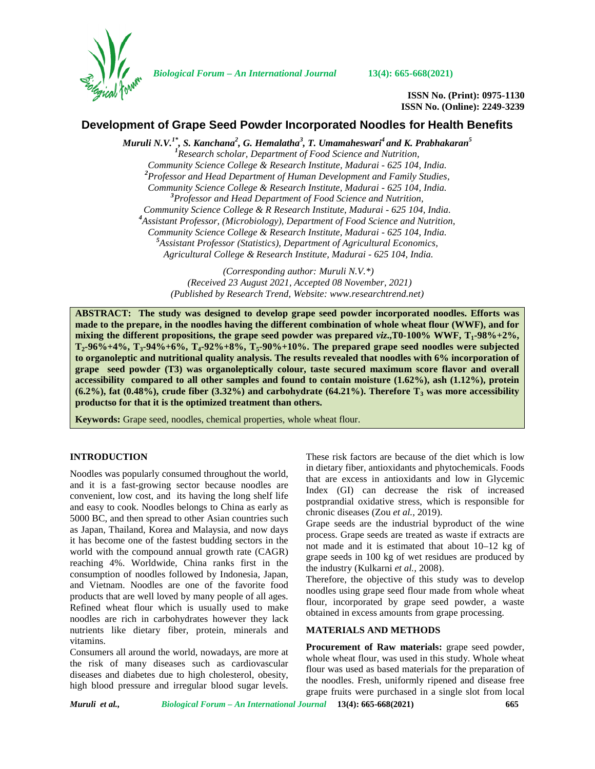# Development of Grape Seed Powder Incorporated Noodles for Health Benefits

*Muruli N.V.[1*], S. Kanchana[2], G. Hemalatha[3], T. Umamaheswari[4] and K. Prabhakaran[5]*

[1]*Research scholar, Department of Food Science and Nutrition, Community Science College & Research Institute, Madurai - 625 104, India.*
[2]*Professor and Head Department of Human Development and Family Studies, Community Science College & Research Institute, Madurai - 625 104, India.*
[3]*Professor and Head Department of Food Science and Nutrition, Community Science College & R Research Institute, Madurai - 625 104, India.*
[4]*Assistant Professor, (Microbiology), Department of Food Science and Nutrition, Community Science College & Research Institute, Madurai - 625 104, India.*
[5]*Assistant Professor (Statistics), Department of Agricultural Economics, Agricultural College & Research Institute, Madurai - 625 104, India.*

*(Corresponding author: Muruli N.V.\*)*
*(Received 23 August 2021, Accepted 08 November, 2021)*
*(Published by Research Trend, Website: www.researchtrend.net)*

**ABSTRACT: The study was designed to develop grape seed powder incorporated noodles. Efforts was made to the prepare, in the noodles having the different combination of whole wheat flour (WWF), and for mixing the different propositions, the grape seed powder was prepared *viz*.,T0-100% WWF, $T_1$-98%+2%, $T_2$-96%+4%, $T_3$-94%+6%, $T_4$-92%+8%, $T_5$-90%+10%. The prepared grape seed noodles were subjected to organoleptic and nutritional quality analysis. The results revealed that noodles with 6% incorporation of grape seed powder (T3) was organoleptically colour, taste secured maximum score flavor and overall accessibility compared to all other samples and found to contain moisture (1.62%), ash (1.12%), protein (6.2%), fat (0.48%), crude fiber (3.32%) and carbohydrate (64.21%). Therefore $T_3$ was more accessibility productso for that it is the optimized treatment than others.**

**Keywords:** Grape seed, noodles, chemical properties, whole wheat flour.

## INTRODUCTION

Noodles was popularly consumed throughout the world, and it is a fast-growing sector because noodles are convenient, low cost, and its having the long shelf life and easy to cook. Noodles belongs to China as early as 5000 BC, and then spread to other Asian countries such as Japan, Thailand, Korea and Malaysia, and now days it has become one of the fastest budding sectors in the world with the compound annual growth rate (CAGR) reaching 4%. Worldwide, China ranks first in the consumption of noodles followed by Indonesia, Japan, and Vietnam. Noodles are one of the favorite food products that are well loved by many people of all ages. Refined wheat flour which is usually used to make noodles are rich in carbohydrates however they lack nutrients like dietary fiber, protein, minerals and vitamins.

Consumers all around the world, nowadays, are more at the risk of many diseases such as cardiovascular diseases and diabetes due to high cholesterol, obesity, high blood pressure and irregular blood sugar levels. These risk factors are because of the diet which is low in dietary fiber, antioxidants and phytochemicals. Foods that are excess in antioxidants and low in Glycemic Index (GI) can decrease the risk of increased postprandial oxidative stress, which is responsible for chronic diseases (Zou *et al.,* 2019).

Grape seeds are the industrial byproduct of the wine process. Grape seeds are treated as waste if extracts are not made and it is estimated that about 10–12 kg of grape seeds in 100 kg of wet residues are produced by the industry (Kulkarni *et al.,* 2008).

Therefore, the objective of this study was to develop noodles using grape seed flour made from whole wheat flour, incorporated by grape seed powder, a waste obtained in excess amounts from grape processing.

## MATERIALS AND METHODS

**Procurement of Raw materials:** grape seed powder, whole wheat flour, was used in this study. Whole wheat flour was used as based materials for the preparation of the noodles. Fresh, uniformly ripened and disease free grape fruits were purchased in a single slot from local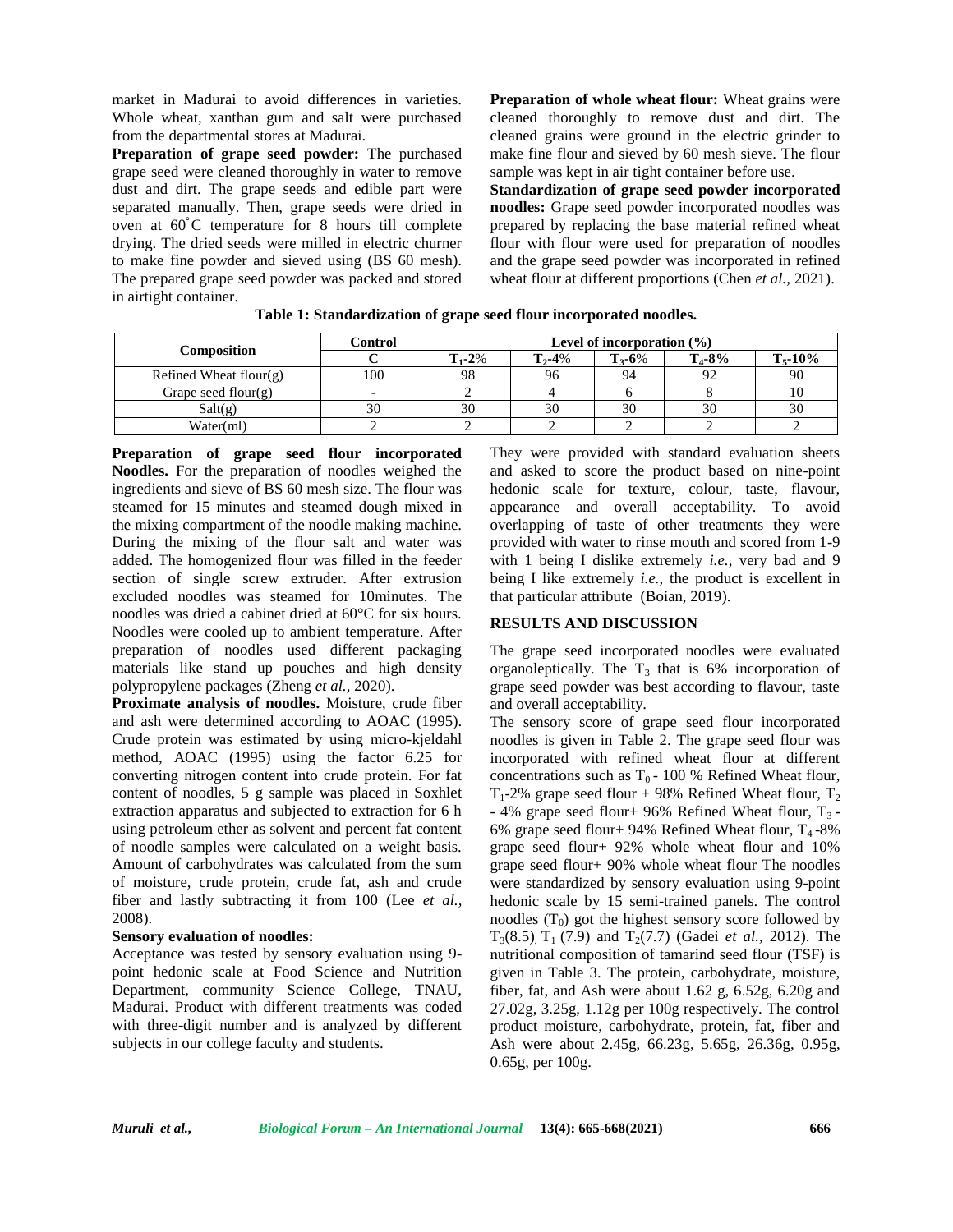market in Madurai to avoid differences in varieties. Whole wheat, xanthan gum and salt were purchased from the departmental stores at Madurai.

**Preparation of grape seed powder:** The purchased grape seed were cleaned thoroughly in water to remove dust and dirt. The grape seeds and edible part were separated manually. Then, grape seeds were dried in oven at 60˚C temperature for 8 hours till complete drying. The dried seeds were milled in electric churner to make fine powder and sieved using (BS 60 mesh). The prepared grape seed powder was packed and stored in airtight container.

**Preparation of whole wheat flour:** Wheat grains were cleaned thoroughly to remove dust and dirt. The cleaned grains were ground in the electric grinder to make fine flour and sieved by 60 mesh sieve. The flour sample was kept in air tight container before use.

**Standardization of grape seed powder incorporated noodles:** Grape seed powder incorporated noodles was prepared by replacing the base material refined wheat flour with flour were used for preparation of noodles and the grape seed powder was incorporated in refined wheat flour at different proportions (Chen *et al.,* 2021).

**Table 1: Standardization of grape seed flour incorporated noodles.**

| Composition | Control | Level of incorporation (%) | | | | |
|---|---|---|---|---|---|---|
| | C | $T_1$-2% | $T_2$-4% | $T_3$-6% | $T_4$-8% | $T_5$-10% |
| Refined Wheat flour(g) | 100 | 98 | 96 | 94 | 92 | 90 |
| Grape seed flour(g) | - | 2 | 4 | 6 | 8 | 10 |
| Salt(g) | 30 | 30 | 30 | 30 | 30 | 30 |
| Water(ml) | 2 | 2 | 2 | 2 | 2 | 2 |

**Preparation of grape seed flour incorporated Noodles.** For the preparation of noodles weighed the ingredients and sieve of BS 60 mesh size. The flour was steamed for 15 minutes and steamed dough mixed in the mixing compartment of the noodle making machine. During the mixing of the flour salt and water was added. The homogenized flour was filled in the feeder section of single screw extruder. After extrusion excluded noodles was steamed for 10minutes. The noodles was dried a cabinet dried at 60°C for six hours. Noodles were cooled up to ambient temperature. After preparation of noodles used different packaging materials like stand up pouches and high density polypropylene packages (Zheng *et al.,* 2020).

**Proximate analysis of noodles.** Moisture, crude fiber and ash were determined according to AOAC (1995). Crude protein was estimated by using micro-kjeldahl method, AOAC (1995) using the factor 6.25 for converting nitrogen content into crude protein. For fat content of noodles, 5 g sample was placed in Soxhlet extraction apparatus and subjected to extraction for 6 h using petroleum ether as solvent and percent fat content of noodle samples were calculated on a weight basis. Amount of carbohydrates was calculated from the sum of moisture, crude protein, crude fat, ash and crude fiber and lastly subtracting it from 100 (Lee *et al.,* 2008).

**Sensory evaluation of noodles:**

Acceptance was tested by sensory evaluation using 9-point hedonic scale at Food Science and Nutrition Department, community Science College, TNAU, Madurai. Product with different treatments was coded with three-digit number and is analyzed by different subjects in our college faculty and students.

They were provided with standard evaluation sheets and asked to score the product based on nine-point hedonic scale for texture, colour, taste, flavour, appearance and overall acceptability. To avoid overlapping of taste of other treatments they were provided with water to rinse mouth and scored from 1-9 with 1 being I dislike extremely *i.e.*, very bad and 9 being I like extremely *i.e.*, the product is excellent in that particular attribute (Boian, 2019).

## RESULTS AND DISCUSSION

The grape seed incorporated noodles were evaluated organoleptically. The $T_3$ that is 6% incorporation of grape seed powder was best according to flavour, taste and overall acceptability.

The sensory score of grape seed flour incorporated noodles is given in Table 2. The grape seed flour was incorporated with refined wheat flour at different concentrations such as $T_0$ - 100 % Refined Wheat flour, $T_1$-2% grape seed flour + 98% Refined Wheat flour, $T_2$ - 4% grape seed flour+ 96% Refined Wheat flour, $T_3$ - 6% grape seed flour+ 94% Refined Wheat flour, $T_4$ -8% grape seed flour+ 92% whole wheat flour and 10% grape seed flour+ 90% whole wheat flour The noodles were standardized by sensory evaluation using 9-point hedonic scale by 15 semi-trained panels. The control noodles ($T_0$) got the highest sensory score followed by $T_3$(8.5), $T_1$ (7.9) and $T_2$(7.7) (Gadei *et al.,* 2012). The nutritional composition of tamarind seed flour (TSF) is given in Table 3. The protein, carbohydrate, moisture, fiber, fat, and Ash were about 1.62 g, 6.52g, 6.20g and 27.02g, 3.25g, 1.12g per 100g respectively. The control product moisture, carbohydrate, protein, fat, fiber and Ash were about 2.45g, 66.23g, 5.65g, 26.36g, 0.95g, 0.65g, per 100g.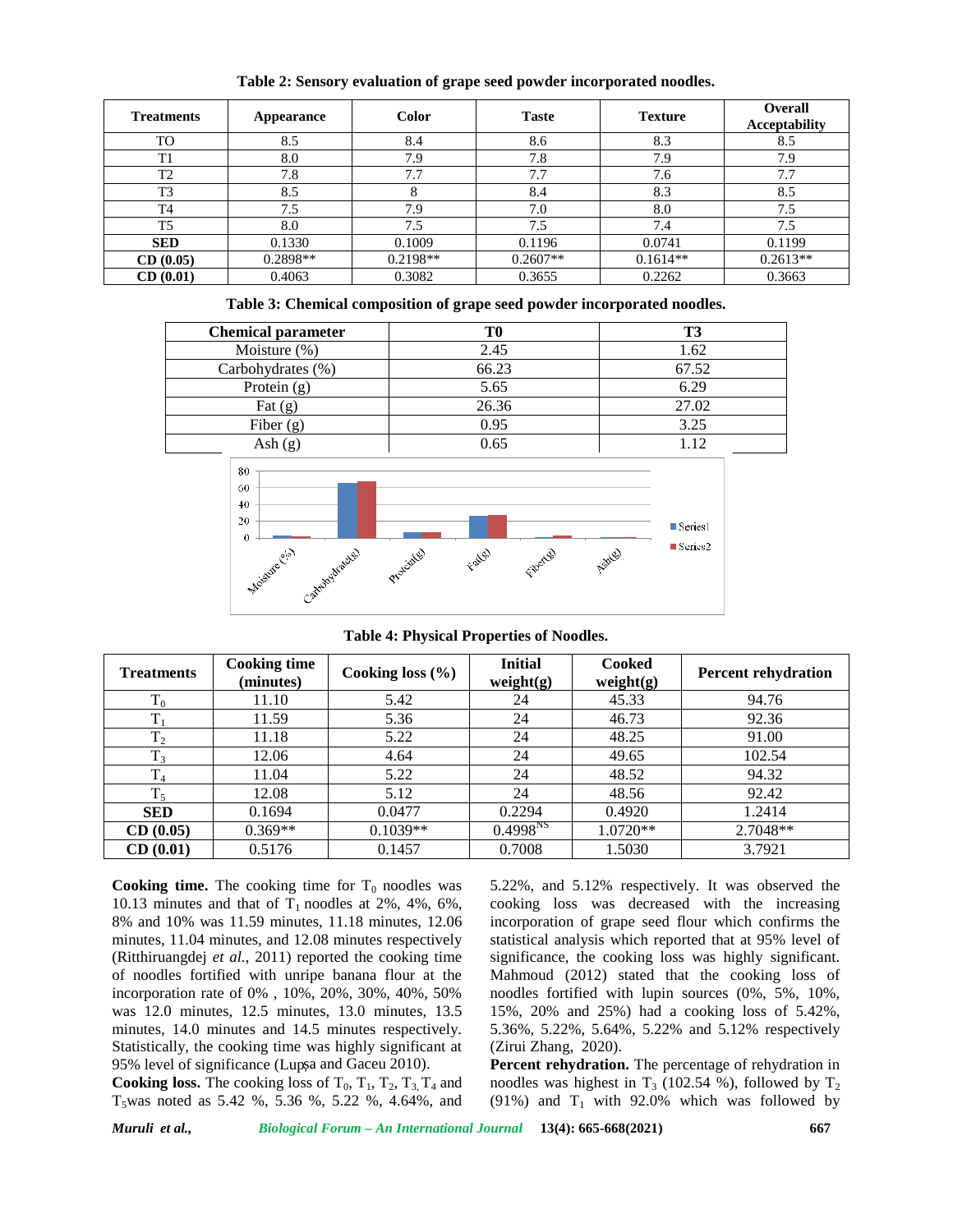**Table 2: Sensory evaluation of grape seed powder incorporated noodles.**

| Treatments | Appearance | Color | Taste | Texture | Overall Acceptability |
|---|---|---|---|---|---|
| TO | 8.5 | 8.4 | 8.6 | 8.3 | 8.5 |
| T1 | 8.0 | 7.9 | 7.8 | 7.9 | 7.9 |
| T2 | 7.8 | 7.7 | 7.7 | 7.6 | 7.7 |
| T3 | 8.5 | 8 | 8.4 | 8.3 | 8.5 |
| T4 | 7.5 | 7.9 | 7.0 | 8.0 | 7.5 |
| T5 | 8.0 | 7.5 | 7.5 | 7.4 | 7.5 |
| **SED** | 0.1330 | 0.1009 | 0.1196 | 0.0741 | 0.1199 |
| **CD (0.05)** | 0.2898** | 0.2198** | 0.2607** | 0.1614** | 0.2613** |
| **CD (0.01)** | 0.4063 | 0.3082 | 0.3655 | 0.2262 | 0.3663 |

**Table 3: Chemical composition of grape seed powder incorporated noodles.**

| Chemical parameter | T0 | T3 |
|---|---|---|
| Moisture (%) | 2.45 | 1.62 |
| Carbohydrates (%) | 66.23 | 67.52 |
| Protein (g) | 5.65 | 6.29 |
| Fat (g) | 26.36 | 27.02 |
| Fiber (g) | 0.95 | 3.25 |
| Ash (g) | 0.65 | 1.12 |

**Table 4: Physical Properties of Noodles.**

| Treatments | Cooking time (minutes) | Cooking loss (%) | Initial weight(g) | Cooked weight(g) | Percent rehydration |
|---|---|---|---|---|---|
| $T_0$ | 11.10 | 5.42 | 24 | 45.33 | 94.76 |
| $T_1$ | 11.59 | 5.36 | 24 | 46.73 | 92.36 |
| $T_2$ | 11.18 | 5.22 | 24 | 48.25 | 91.00 |
| $T_3$ | 12.06 | 4.64 | 24 | 49.65 | 102.54 |
| $T_4$ | 11.04 | 5.22 | 24 | 48.52 | 94.32 |
| $T_5$ | 12.08 | 5.12 | 24 | 48.56 | 92.42 |
| **SED** | 0.1694 | 0.0477 | 0.2294 | 0.4920 | 1.2414 |
| **CD (0.05)** | 0.369** | 0.1039** | $0.4998^{NS}$ | 1.0720** | 2.7048** |
| **CD (0.01)** | 0.5176 | 0.1457 | 0.7008 | 1.5030 | 3.7921 |

**Cooking time.** The cooking time for $T_0$ noodles was 10.13 minutes and that of $T_1$ noodles at 2%, 4%, 6%, 8% and 10% was 11.59 minutes, 11.18 minutes, 12.06 minutes, 11.04 minutes, and 12.08 minutes respectively (Ritthiruangdej *et al.*, 2011) reported the cooking time of noodles fortified with unripe banana flour at the incorporation rate of 0% , 10%, 20%, 30%, 40%, 50% was 12.0 minutes, 12.5 minutes, 13.0 minutes, 13.5 minutes, 14.0 minutes and 14.5 minutes respectively. Statistically, the cooking time was highly significant at 95% level of significance (Lupşa and Gaceu 2010).

**Cooking loss.** The cooking loss of $T_0$, $T_1$, $T_2$, $T_3$, $T_4$ and $T_5$ was noted as 5.42 %, 5.36 %, 5.22 %, 4.64%, and 5.22%, and 5.12% respectively. It was observed the cooking loss was decreased with the increasing incorporation of grape seed flour which confirms the statistical analysis which reported that at 95% level of significance, the cooking loss was highly significant. Mahmoud (2012) stated that the cooking loss of noodles fortified with lupin sources (0%, 5%, 10%, 15%, 20% and 25%) had a cooking loss of 5.42%, 5.36%, 5.22%, 5.64%, 5.22% and 5.12% respectively (Zirui Zhang, 2020).

**Percent rehydration.** The percentage of rehydration in noodles was highest in $T_3$ (102.54 %), followed by $T_2$ (91%) and $T_1$ with 92.0% which was followed by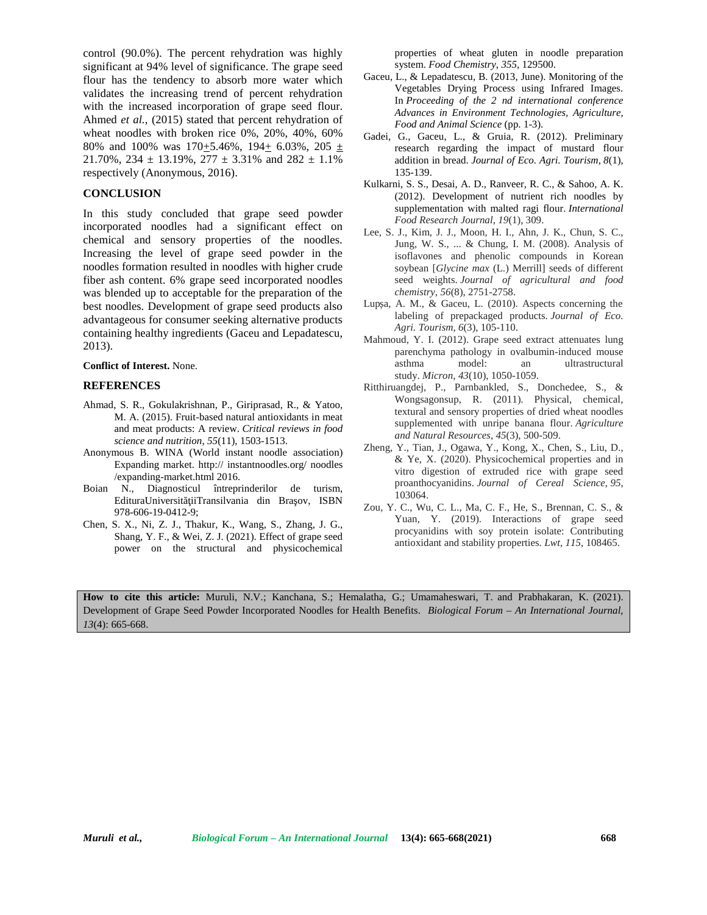control (90.0%). The percent rehydration was highly significant at 94% level of significance. The grape seed flour has the tendency to absorb more water which validates the increasing trend of percent rehydration with the increased incorporation of grape seed flour. Ahmed *et al.*, (2015) stated that percent rehydration of wheat noodles with broken rice 0%, 20%, 40%, 60% 80% and 100% was 170$\pm$5.46%, 194$\pm$ 6.03%, 205 $\pm$ 21.70%, 234 $\pm$ 13.19%, 277 $\pm$ 3.31% and 282 $\pm$ 1.1% respectively (Anonymous, 2016).

## CONCLUSION

In this study concluded that grape seed powder incorporated noodles had a significant effect on chemical and sensory properties of the noodles. Increasing the level of grape seed powder in the noodles formation resulted in noodles with higher crude fiber ash content. 6% grape seed incorporated noodles was blended up to acceptable for the preparation of the best noodles. Development of grape seed products also advantageous for consumer seeking alternative products containing healthy ingredients (Gaceu and Lepadatescu, 2013).

**Conflict of Interest.** None.

## REFERENCES

Ahmad, S. R., Gokulakrishnan, P., Giriprasad, R., & Yatoo, M. A. (2015). Fruit-based natural antioxidants in meat and meat products: A review. *Critical reviews in food science and nutrition*, *55*(11), 1503-1513.

Anonymous B. WINA (World instant noodle association) Expanding market. http:// instantnoodles.org/ noodles /expanding-market.html 2016.

Boian N., Diagnosticul întreprinderilor de turism, EdituraUniversităţiiTransilvania din Braşov, ISBN 978-606-19-0412-9;

Chen, S. X., Ni, Z. J., Thakur, K., Wang, S., Zhang, J. G., Shang, Y. F., & Wei, Z. J. (2021). Effect of grape seed power on the structural and physicochemical properties of wheat gluten in noodle preparation system. *Food Chemistry*, *355*, 129500.

Gaceu, L., & Lepadatescu, B. (2013, June). Monitoring of the Vegetables Drying Process using Infrared Images. In *Proceeding of the 2 nd international conference Advances in Environment Technologies, Agriculture, Food and Animal Science* (pp. 1-3).

Gadei, G., Gaceu, L., & Gruia, R. (2012). Preliminary research regarding the impact of mustard flour addition in bread. *Journal of Eco. Agri. Tourism*, *8*(1), 135-139.

Kulkarni, S. S., Desai, A. D., Ranveer, R. C., & Sahoo, A. K. (2012). Development of nutrient rich noodles by supplementation with malted ragi flour. *International Food Research Journal*, *19*(1), 309.

Lee, S. J., Kim, J. J., Moon, H. I., Ahn, J. K., Chun, S. C., Jung, W. S., ... & Chung, I. M. (2008). Analysis of isoflavones and phenolic compounds in Korean soybean [*Glycine max* (L.) Merrill] seeds of different seed weights. *Journal of agricultural and food chemistry*, *56*(8), 2751-2758.

Lupșa, A. M., & Gaceu, L. (2010). Aspects concerning the labeling of prepackaged products. *Journal of Eco. Agri. Tourism*, *6*(3), 105-110.

Mahmoud, Y. I. (2012). Grape seed extract attenuates lung parenchyma pathology in ovalbumin-induced mouse asthma model: an ultrastructural study. *Micron*, *43*(10), 1050-1059.

Ritthiruangdej, P., Parnbankled, S., Donchedee, S., & Wongsagonsup, R. (2011). Physical, chemical, textural and sensory properties of dried wheat noodles supplemented with unripe banana flour. *Agriculture and Natural Resources*, *45*(3), 500-509.

Zheng, Y., Tian, J., Ogawa, Y., Kong, X., Chen, S., Liu, D., & Ye, X. (2020). Physicochemical properties and in vitro digestion of extruded rice with grape seed proanthocyanidins. *Journal of Cereal Science*, *95*, 103064.

Zou, Y. C., Wu, C. L., Ma, C. F., He, S., Brennan, C. S., & Yuan, Y. (2019). Interactions of grape seed procyanidins with soy protein isolate: Contributing antioxidant and stability properties. *Lwt*, *115*, 108465.

**How to cite this article:** Muruli, N.V.; Kanchana, S.; Hemalatha, G.; Umamaheswari, T. and Prabhakaran, K. (2021). Development of Grape Seed Powder Incorporated Noodles for Health Benefits. *Biological Forum – An International Journal*, *13*(4): 665-668.